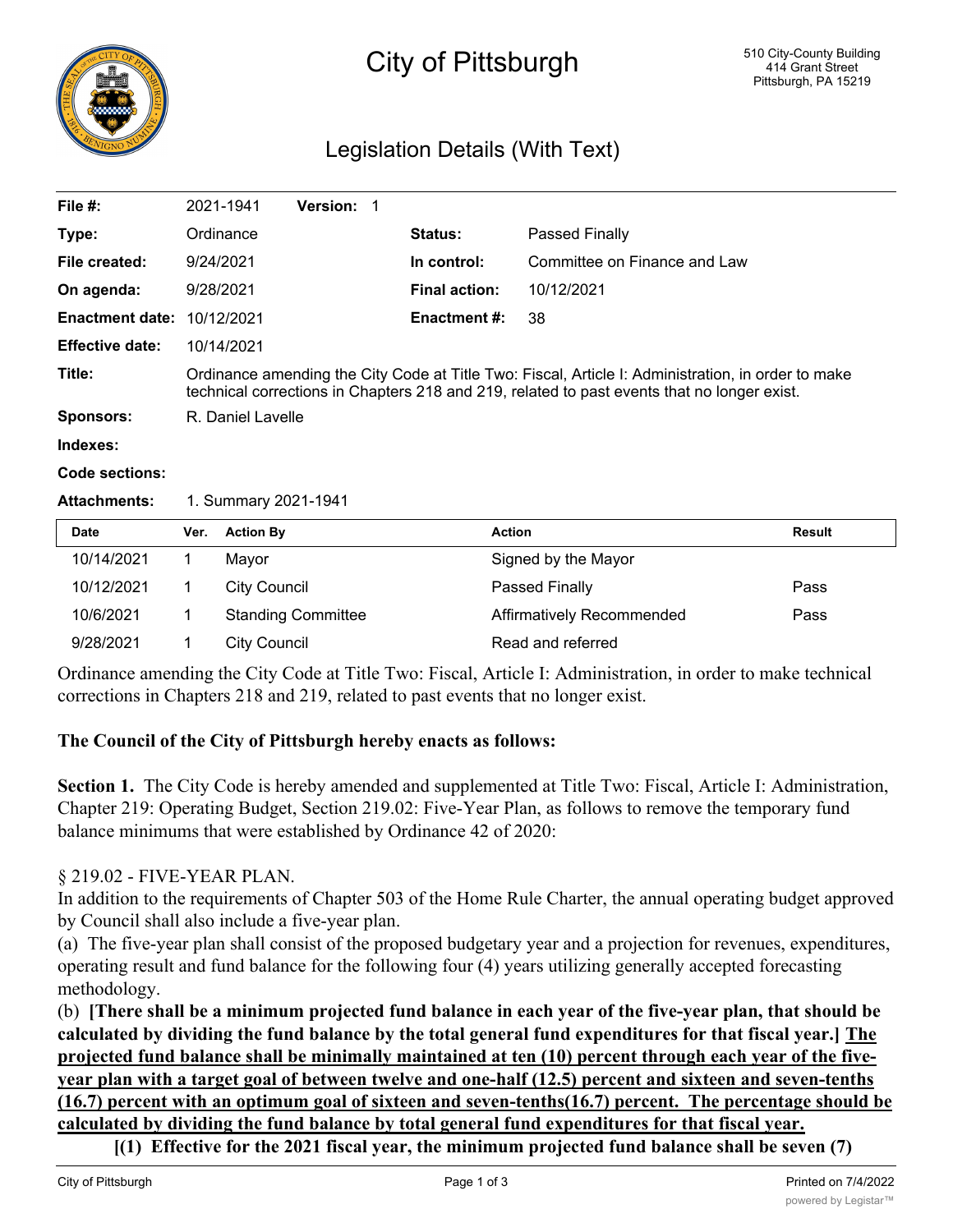# City of Pittsburgh

510 City-County Building
414 Grant Street
Pittsburgh, PA 15219

## Legislation Details (With Text)

| | | | |
|---|---|---|---|
| **File #:** | 2021-1941 **Version:** 1 | | |
| **Type:** | Ordinance | **Status:** | Passed Finally |
| **File created:** | 9/24/2021 | **In control:** | Committee on Finance and Law |
| **On agenda:** | 9/28/2021 | **Final action:** | 10/12/2021 |
| **Enactment date:** | 10/12/2021 | **Enactment #:** | 38 |
| **Effective date:** | 10/14/2021 | | |
| **Title:** | Ordinance amending the City Code at Title Two: Fiscal, Article I: Administration, in order to make technical corrections in Chapters 218 and 219, related to past events that no longer exist. | | |
| **Sponsors:** | R. Daniel Lavelle | | |
| **Indexes:** | | | |
| **Code sections:** | | | |
| **Attachments:** | 1. Summary 2021-1941 | | |

| Date | Ver. | Action By | Action | Result |
|---|---|---|---|---|
| 10/14/2021 | 1 | Mayor | Signed by the Mayor | |
| 10/12/2021 | 1 | City Council | Passed Finally | Pass |
| 10/6/2021 | 1 | Standing Committee | Affirmatively Recommended | Pass |
| 9/28/2021 | 1 | City Council | Read and referred | |

Ordinance amending the City Code at Title Two: Fiscal, Article I: Administration, in order to make technical corrections in Chapters 218 and 219, related to past events that no longer exist.

**The Council of the City of Pittsburgh hereby enacts as follows:**

**Section 1.** The City Code is hereby amended and supplemented at Title Two: Fiscal, Article I: Administration, Chapter 219: Operating Budget, Section 219.02: Five-Year Plan, as follows to remove the temporary fund balance minimums that were established by Ordinance 42 of 2020:

§ 219.02 - FIVE-YEAR PLAN.

In addition to the requirements of Chapter 503 of the Home Rule Charter, the annual operating budget approved by Council shall also include a five-year plan.

(a) The five-year plan shall consist of the proposed budgetary year and a projection for revenues, expenditures, operating result and fund balance for the following four (4) years utilizing generally accepted forecasting methodology.

(b) **[There shall be a minimum projected fund balance in each year of the five-year plan, that should be calculated by dividing the fund balance by the total general fund expenditures for that fiscal year.]** <u>**The projected fund balance shall be minimally maintained at ten (10) percent through each year of the five-year plan with a target goal of between twelve and one-half (12.5) percent and sixteen and seven-tenths (16.7) percent with an optimum goal of sixteen and seven-tenths(16.7) percent. The percentage should be calculated by dividing the fund balance by total general fund expenditures for that fiscal year.**</u>

**[(1) Effective for the 2021 fiscal year, the minimum projected fund balance shall be seven (7)**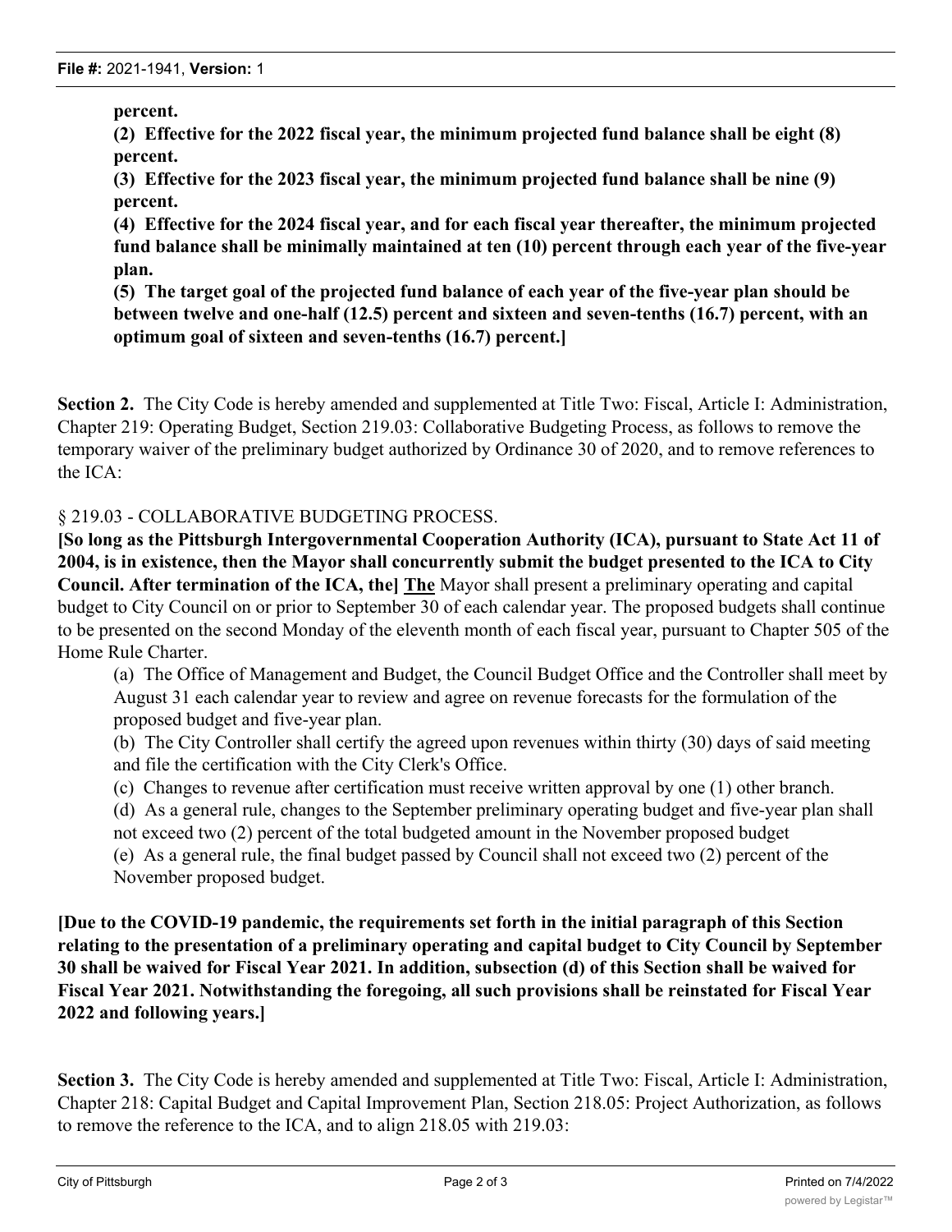**percent.**

**(2) Effective for the 2022 fiscal year, the minimum projected fund balance shall be eight (8) percent.**

**(3) Effective for the 2023 fiscal year, the minimum projected fund balance shall be nine (9) percent.**

**(4) Effective for the 2024 fiscal year, and for each fiscal year thereafter, the minimum projected fund balance shall be minimally maintained at ten (10) percent through each year of the five-year plan.**

**(5) The target goal of the projected fund balance of each year of the five-year plan should be between twelve and one-half (12.5) percent and sixteen and seven-tenths (16.7) percent, with an optimum goal of sixteen and seven-tenths (16.7) percent.]**

**Section 2.** The City Code is hereby amended and supplemented at Title Two: Fiscal, Article I: Administration, Chapter 219: Operating Budget, Section 219.03: Collaborative Budgeting Process, as follows to remove the temporary waiver of the preliminary budget authorized by Ordinance 30 of 2020, and to remove references to the ICA:

§ 219.03 - COLLABORATIVE BUDGETING PROCESS.

**[So long as the Pittsburgh Intergovernmental Cooperation Authority (ICA), pursuant to State Act 11 of 2004, is in existence, then the Mayor shall concurrently submit the budget presented to the ICA to City Council. After termination of the ICA, the] <u>The</u>** Mayor shall present a preliminary operating and capital budget to City Council on or prior to September 30 of each calendar year. The proposed budgets shall continue to be presented on the second Monday of the eleventh month of each fiscal year, pursuant to Chapter 505 of the Home Rule Charter.

(a) The Office of Management and Budget, the Council Budget Office and the Controller shall meet by August 31 each calendar year to review and agree on revenue forecasts for the formulation of the proposed budget and five-year plan.

(b) The City Controller shall certify the agreed upon revenues within thirty (30) days of said meeting and file the certification with the City Clerk's Office.

(c) Changes to revenue after certification must receive written approval by one (1) other branch.

(d) As a general rule, changes to the September preliminary operating budget and five-year plan shall not exceed two (2) percent of the total budgeted amount in the November proposed budget

(e) As a general rule, the final budget passed by Council shall not exceed two (2) percent of the November proposed budget.

**[Due to the COVID-19 pandemic, the requirements set forth in the initial paragraph of this Section relating to the presentation of a preliminary operating and capital budget to City Council by September 30 shall be waived for Fiscal Year 2021. In addition, subsection (d) of this Section shall be waived for Fiscal Year 2021. Notwithstanding the foregoing, all such provisions shall be reinstated for Fiscal Year 2022 and following years.]**

**Section 3.** The City Code is hereby amended and supplemented at Title Two: Fiscal, Article I: Administration, Chapter 218: Capital Budget and Capital Improvement Plan, Section 218.05: Project Authorization, as follows to remove the reference to the ICA, and to align 218.05 with 219.03: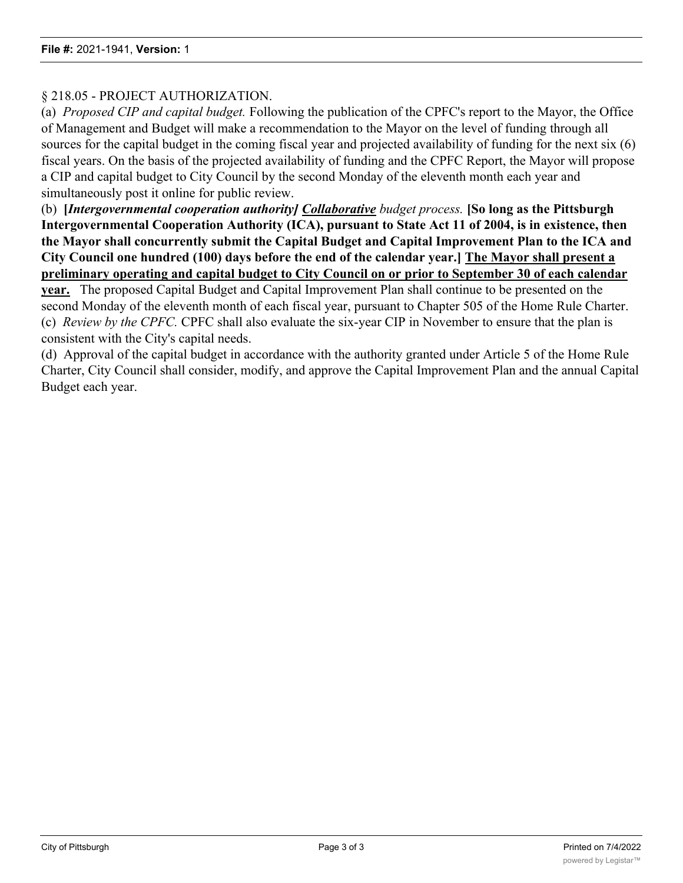§ 218.05 - PROJECT AUTHORIZATION.

(a) *Proposed CIP and capital budget.* Following the publication of the CPFC's report to the Mayor, the Office of Management and Budget will make a recommendation to the Mayor on the level of funding through all sources for the capital budget in the coming fiscal year and projected availability of funding for the next six (6) fiscal years. On the basis of the projected availability of funding and the CPFC Report, the Mayor will propose a CIP and capital budget to City Council by the second Monday of the eleventh month each year and simultaneously post it online for public review.

(b) **[*Intergovernmental cooperation authority]*** ***<u>Collaborative</u>*** *budget process.* **[So long as the Pittsburgh Intergovernmental Cooperation Authority (ICA), pursuant to State Act 11 of 2004, is in existence, then the Mayor shall concurrently submit the Capital Budget and Capital Improvement Plan to the ICA and City Council one hundred (100) days before the end of the calendar year.]** **<u>The Mayor shall present a preliminary operating and capital budget to City Council on or prior to September 30 of each calendar year.</u>** The proposed Capital Budget and Capital Improvement Plan shall continue to be presented on the second Monday of the eleventh month of each fiscal year, pursuant to Chapter 505 of the Home Rule Charter.

(c) *Review by the CPFC.* CPFC shall also evaluate the six-year CIP in November to ensure that the plan is consistent with the City's capital needs.

(d) Approval of the capital budget in accordance with the authority granted under Article 5 of the Home Rule Charter, City Council shall consider, modify, and approve the Capital Improvement Plan and the annual Capital Budget each year.